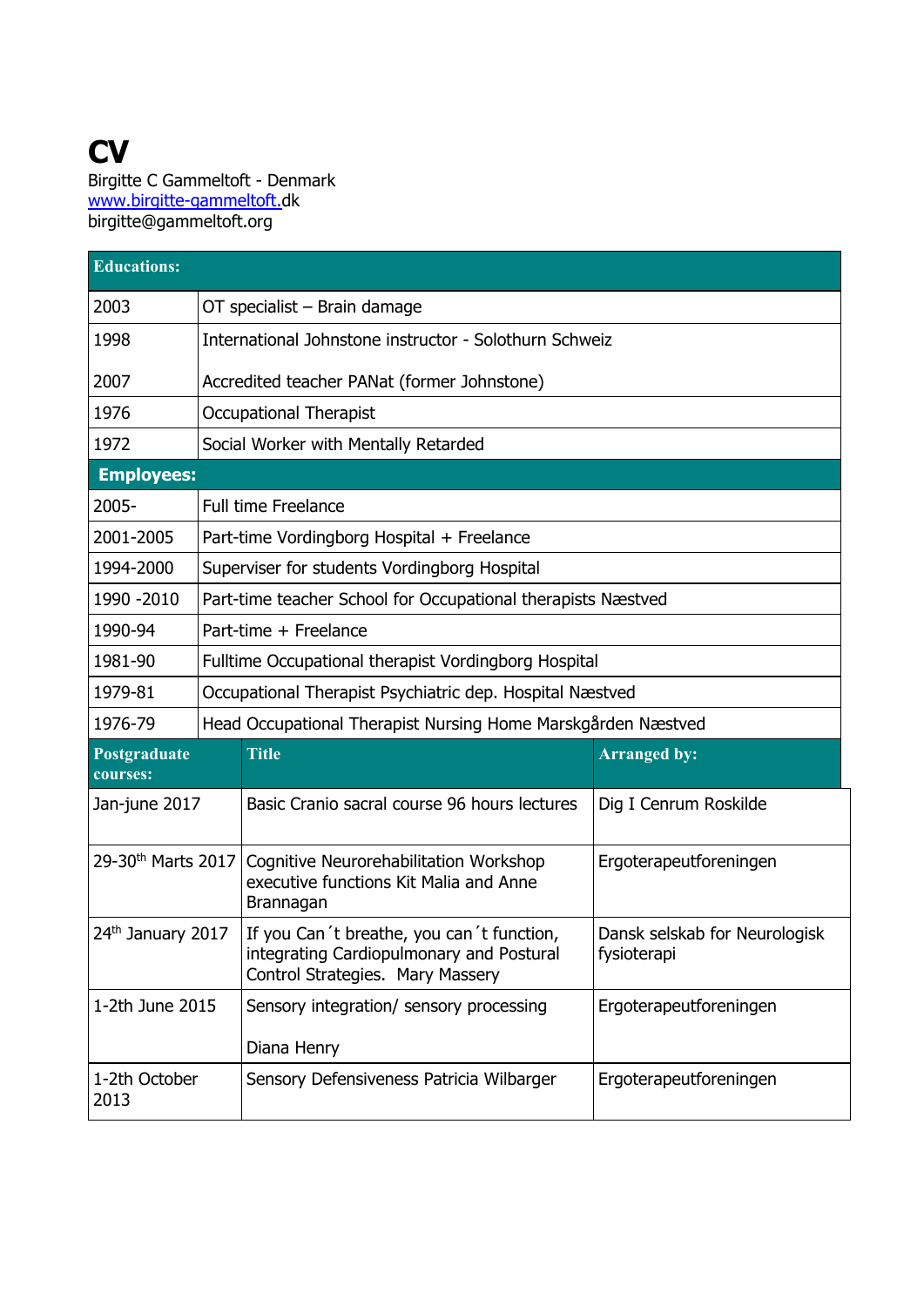# CV

Birgitte C Gammeltoft - Denmark
www.birgitte-gammeltoft.dk
birgitte@gammeltoft.org

| **Educations:** | |
|---|---|
| 2003 | OT specialist – Brain damage |
| 1998<br><br>2007 | International Johnstone instructor - Solothurn Schweiz<br><br>Accredited teacher PANat (former Johnstone) |
| 1976 | Occupational Therapist |
| 1972 | Social Worker with Mentally Retarded |
| **Employees:** | |
| 2005- | Full time Freelance |
| 2001-2005 | Part-time Vordingborg Hospital + Freelance |
| 1994-2000 | Superviser for students Vordingborg Hospital |
| 1990 -2010 | Part-time teacher School for Occupational therapists Næstved |
| 1990-94 | Part-time + Freelance |
| 1981-90 | Fulltime Occupational therapist Vordingborg Hospital |
| 1979-81 | Occupational Therapist Psychiatric dep. Hospital Næstved |
| 1976-79 | Head Occupational Therapist Nursing Home Marskgården Næstved |

| **Postgraduate courses:** | **Title** | **Arranged by:** |
|---|---|---|
| Jan-june 2017 | Basic Cranio sacral course 96 hours lectures | Dig I Cenrum Roskilde |
| 29-30th Marts 2017 | Cognitive Neurorehabilitation Workshop executive functions Kit Malia and Anne Brannagan | Ergoterapeutforeningen |
| 24th January 2017 | If you Can´t breathe, you can´t function, integrating Cardiopulmonary and Postural Control Strategies. Mary Massery | Dansk selskab for Neurologisk fysioterapi |
| 1-2th June 2015 | Sensory integration/ sensory processing<br><br>Diana Henry | Ergoterapeutforeningen |
| 1-2th October 2013 | Sensory Defensiveness Patricia Wilbarger | Ergoterapeutforeningen |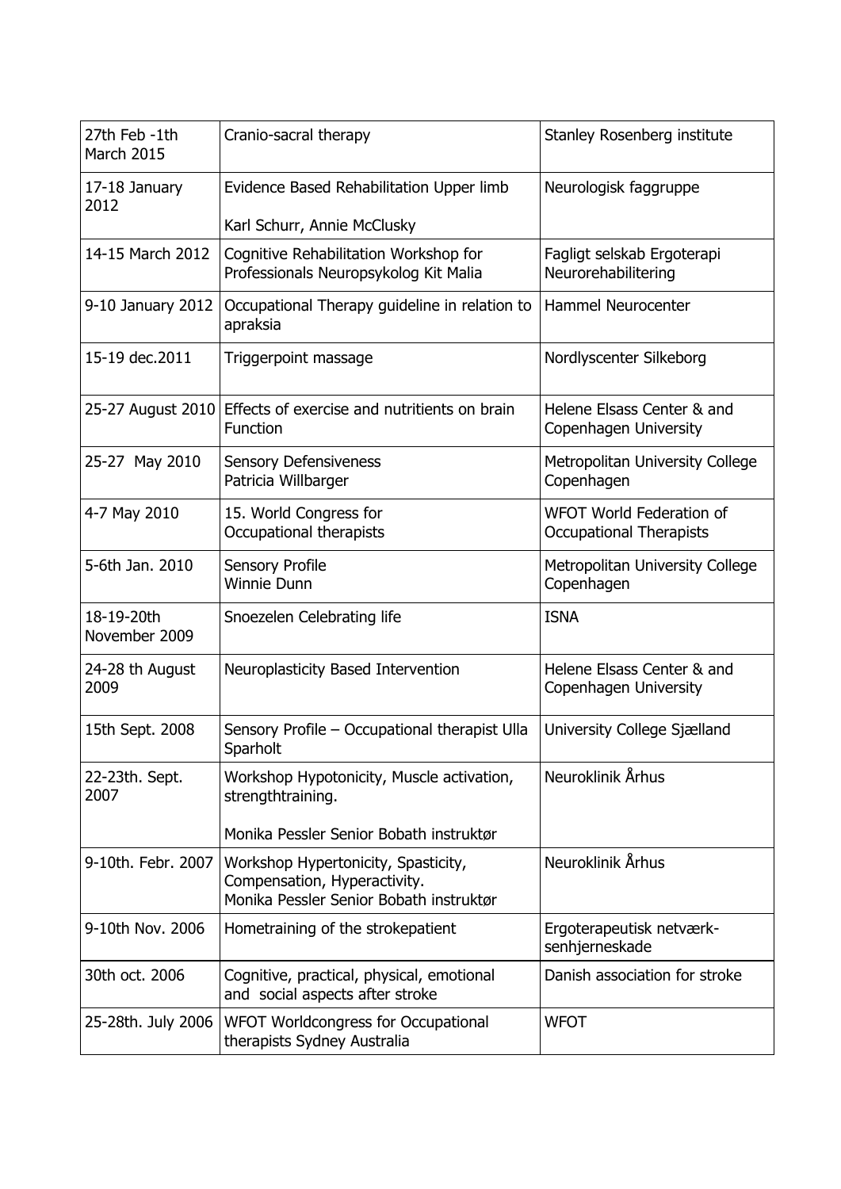| 27th Feb -1th March 2015 | Cranio-sacral therapy | Stanley Rosenberg institute |
|---|---|---|
| 17-18 January 2012 | Evidence Based Rehabilitation Upper limb<br><br>Karl Schurr, Annie McClusky | Neurologisk faggruppe |
| 14-15 March 2012 | Cognitive Rehabilitation Workshop for Professionals Neuropsykolog Kit Malia | Fagligt selskab Ergoterapi Neurorehabilitering |
| 9-10 January 2012 | Occupational Therapy guideline in relation to apraksia | Hammel Neurocenter |
| 15-19 dec.2011 | Triggerpoint massage | Nordlyscenter Silkeborg |
| 25-27 August 2010 | Effects of exercise and nutritients on brain Function | Helene Elsass Center & and Copenhagen University |
| 25-27 May 2010 | Sensory Defensiveness<br>Patricia Willbarger | Metropolitan University College Copenhagen |
| 4-7 May 2010 | 15. World Congress for Occupational therapists | WFOT World Federation of Occupational Therapists |
| 5-6th Jan. 2010 | Sensory Profile<br>Winnie Dunn | Metropolitan University College Copenhagen |
| 18-19-20th November 2009 | Snoezelen Celebrating life | ISNA |
| 24-28 th August 2009 | Neuroplasticity Based Intervention | Helene Elsass Center & and Copenhagen University |
| 15th Sept. 2008 | Sensory Profile – Occupational therapist Ulla Sparholt | University College Sjælland |
| 22-23th. Sept. 2007 | Workshop Hypotonicity, Muscle activation, strengthtraining.<br><br>Monika Pessler Senior Bobath instruktør | Neuroklinik Århus |
| 9-10th. Febr. 2007 | Workshop Hypertonicity, Spasticity, Compensation, Hyperactivity.<br>Monika Pessler Senior Bobath instruktør | Neuroklinik Århus |
| 9-10th Nov. 2006 | Hometraining of the strokepatient | Ergoterapeutisk netværk-senhjerneskade |
| 30th oct. 2006 | Cognitive, practical, physical, emotional and social aspects after stroke | Danish association for stroke |
| 25-28th. July 2006 | WFOT Worldcongress for Occupational therapists Sydney Australia | WFOT |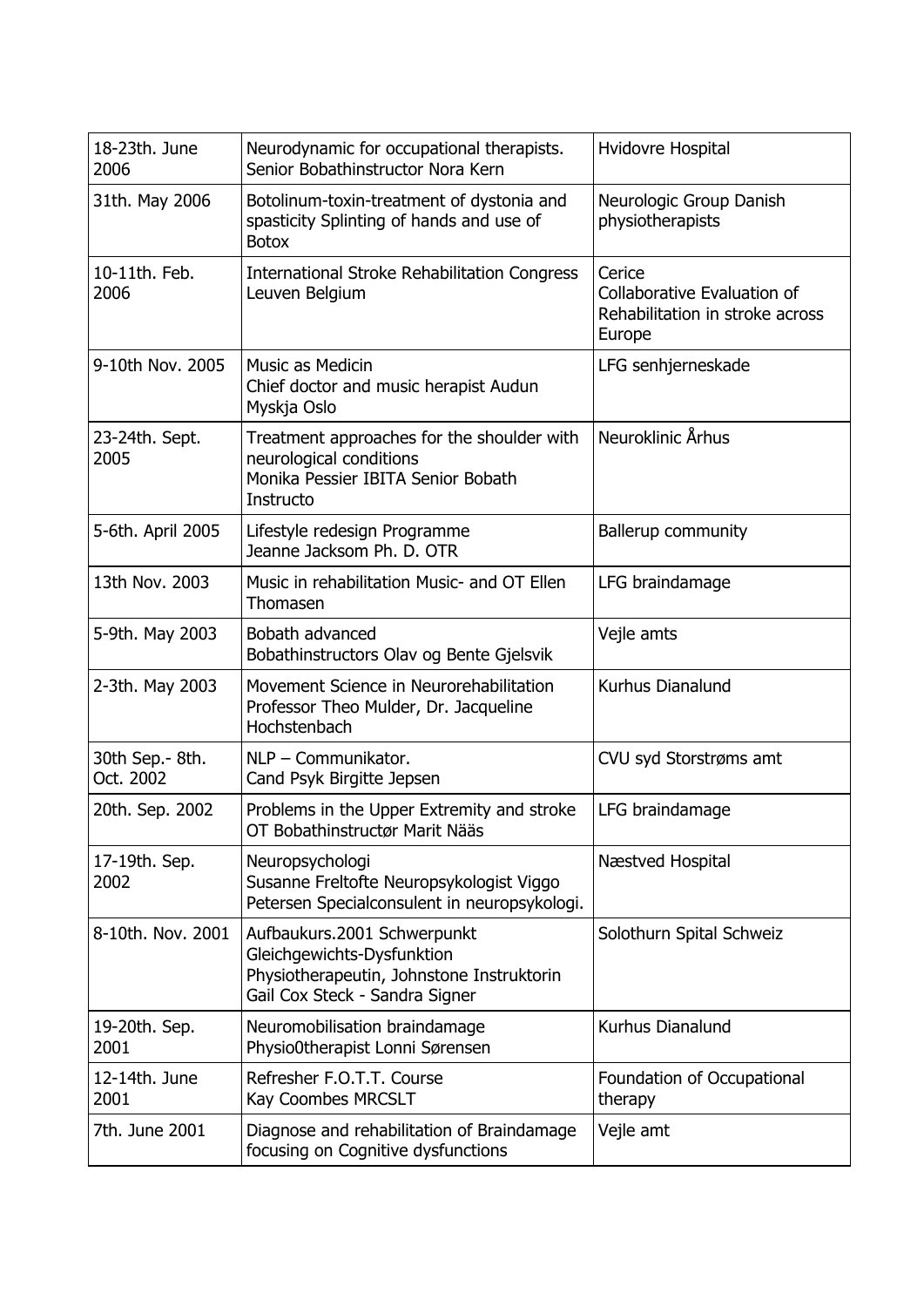| 18-23th. June 2006 | Neurodynamic for occupational therapists. Senior Bobathinstructor Nora Kern | Hvidovre Hospital |
|---|---|---|
| 31th. May 2006 | Botolinum-toxin-treatment of dystonia and spasticity Splinting of hands and use of Botox | Neurologic Group Danish physiotherapists |
| 10-11th. Feb. 2006 | International Stroke Rehabilitation Congress Leuven Belgium | Cerice Collaborative Evaluation of Rehabilitation in stroke across Europe |
| 9-10th Nov. 2005 | Music as Medicin Chief doctor and music herapist Audun Myskja Oslo | LFG senhjerneskade |
| 23-24th. Sept. 2005 | Treatment approaches for the shoulder with neurological conditions Monika Pessier IBITA Senior Bobath Instructo | Neuroklinic Århus |
| 5-6th. April 2005 | Lifestyle redesign Programme Jeanne Jacksom Ph. D. OTR | Ballerup community |
| 13th Nov. 2003 | Music in rehabilitation Music- and OT Ellen Thomasen | LFG braindamage |
| 5-9th. May 2003 | Bobath advanced Bobathinstructors Olav og Bente Gjelsvik | Vejle amts |
| 2-3th. May 2003 | Movement Science in Neurorehabilitation Professor Theo Mulder, Dr. Jacqueline Hochstenbach | Kurhus Dianalund |
| 30th Sep.- 8th. Oct. 2002 | NLP – Communikator. Cand Psyk Birgitte Jepsen | CVU syd Storstrøms amt |
| 20th. Sep. 2002 | Problems in the Upper Extremity and stroke OT Bobathinstructør Marit Nääs | LFG braindamage |
| 17-19th. Sep. 2002 | Neuropsychologi Susanne Freltofte Neuropsykologist Viggo Petersen Specialconsulent in neuropsykologi. | Næstved Hospital |
| 8-10th. Nov. 2001 | Aufbaukurs.2001 Schwerpunkt Gleichgewichts-Dysfunktion Physiotherapeutin, Johnstone Instruktorin Gail Cox Steck - Sandra Signer | Solothurn Spital Schweiz |
| 19-20th. Sep. 2001 | Neuromobilisation braindamage Physio0therapist Lonni Sørensen | Kurhus Dianalund |
| 12-14th. June 2001 | Refresher F.O.T.T. Course Kay Coombes MRCSLT | Foundation of Occupational therapy |
| 7th. June 2001 | Diagnose and rehabilitation of Braindamage focusing on Cognitive dysfunctions | Vejle amt |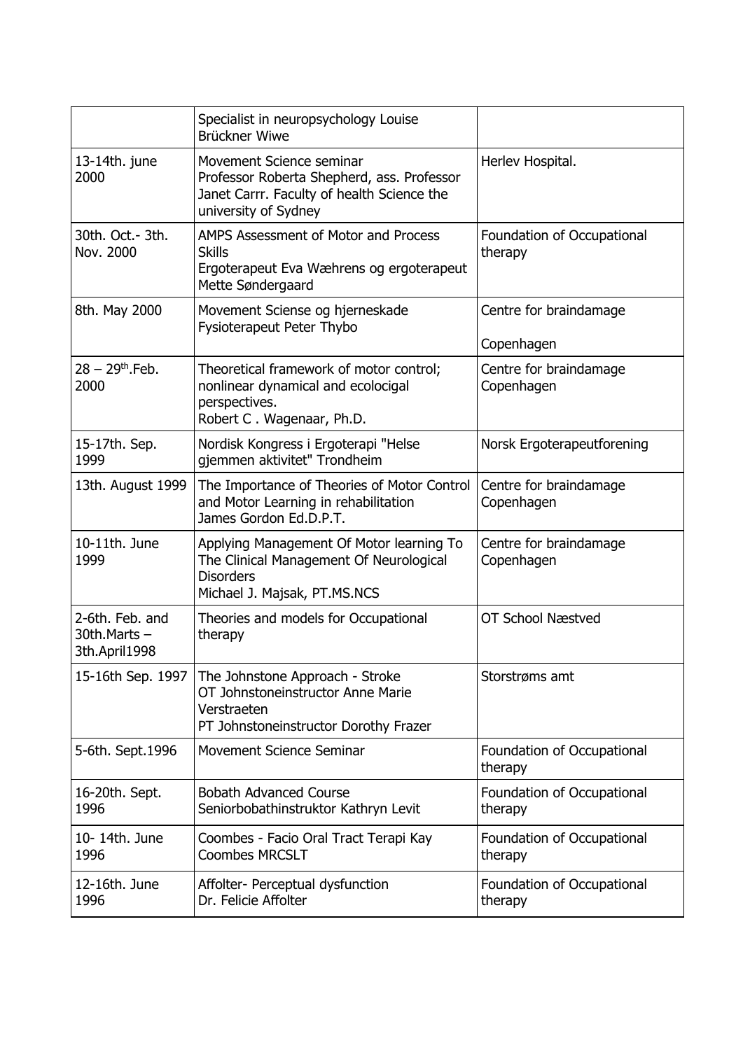|  |  |  |
|---|---|---|
|  | Specialist in neuropsychology Louise Brückner Wiwe |  |
| 13-14th. june 2000 | Movement Science seminar<br>Professor Roberta Shepherd, ass. Professor Janet Carrr. Faculty of health Science the university of Sydney | Herlev Hospital. |
| 30th. Oct.- 3th. Nov. 2000 | AMPS Assessment of Motor and Process Skills<br>Ergoterapeut Eva Wæhrens og ergoterapeut Mette Søndergaard | Foundation of Occupational therapy |
| 8th. May 2000 | Movement Sciense og hjerneskade<br>Fysioterapeut Peter Thybo | Centre for braindamage<br><br>Copenhagen |
| 28 – 29th.Feb. 2000 | Theoretical framework of motor control; nonlinear dynamical and ecolocigal perspectives.<br>Robert C . Wagenaar, Ph.D. | Centre for braindamage Copenhagen |
| 15-17th. Sep. 1999 | Nordisk Kongress i Ergoterapi "Helse gjemmen aktivitet" Trondheim | Norsk Ergoterapeutforening |
| 13th. August 1999 | The Importance of Theories of Motor Control and Motor Learning in rehabilitation<br>James Gordon Ed.D.P.T. | Centre for braindamage Copenhagen |
| 10-11th. June 1999 | Applying Management Of Motor learning To The Clinical Management Of Neurological Disorders<br>Michael J. Majsak, PT.MS.NCS | Centre for braindamage Copenhagen |
| 2-6th. Feb. and 30th.Marts – 3th.April1998 | Theories and models for Occupational therapy | OT School Næstved |
| 15-16th Sep. 1997 | The Johnstone Approach - Stroke<br>OT Johnstoneinstructor Anne Marie Verstraeten<br>PT Johnstoneinstructor Dorothy Frazer | Storstrøms amt |
| 5-6th. Sept.1996 | Movement Science Seminar | Foundation of Occupational therapy |
| 16-20th. Sept. 1996 | Bobath Advanced Course<br>Seniorbobathinstruktor Kathryn Levit | Foundation of Occupational therapy |
| 10- 14th. June 1996 | Coombes - Facio Oral Tract Terapi Kay Coombes MRCSLT | Foundation of Occupational therapy |
| 12-16th. June 1996 | Affolter- Perceptual dysfunction<br>Dr. Felicie Affolter | Foundation of Occupational therapy |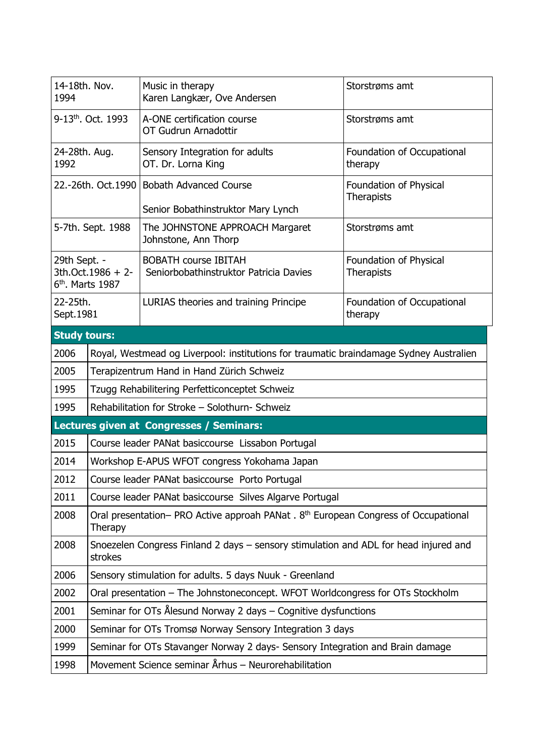| | | |
|---|---|---|
| 14-18th. Nov. 1994 | Music in therapy<br>Karen Langkær, Ove Andersen | Storstrøms amt |
| 9-13th. Oct. 1993 | A-ONE certification course<br>OT Gudrun Arnadottir | Storstrøms amt |
| 24-28th. Aug. 1992 | Sensory Integration for adults<br>OT. Dr. Lorna King | Foundation of Occupational therapy |
| 22.-26th. Oct.1990 | Bobath Advanced Course<br><br>Senior Bobathinstruktor Mary Lynch | Foundation of Physical Therapists |
| 5-7th. Sept. 1988 | The JOHNSTONE APPROACH Margaret Johnstone, Ann Thorp | Storstrøms amt |
| 29th Sept. - 3th.Oct.1986 + 2-6th. Marts 1987 | BOBATH course IBITAH<br>Seniorbobathinstruktor Patricia Davies | Foundation of Physical Therapists |
| 22-25th. Sept.1981 | LURIAS theories and training Principe | Foundation of Occupational therapy |

| **Study tours:** | |
|---|---|
| 2006 | Royal, Westmead og Liverpool: institutions for traumatic braindamage Sydney Australien |
| 2005 | Terapizentrum Hand in Hand Zürich Schweiz |
| 1995 | Tzugg Rehabilitering Perfetticonceptet Schweiz |
| 1995 | Rehabilitation for Stroke – Solothurn- Schweiz |

| **Lectures given at Congresses / Seminars:** | |
|---|---|
| 2015 | Course leader PANat basiccourse Lissabon Portugal |
| 2014 | Workshop E-APUS WFOT congress Yokohama Japan |
| 2012 | Course leader PANat basiccourse Porto Portugal |
| 2011 | Course leader PANat basiccourse Silves Algarve Portugal |
| 2008 | Oral presentation– PRO Active approah PANat . 8th European Congress of Occupational Therapy |
| 2008 | Snoezelen Congress Finland 2 days – sensory stimulation and ADL for head injured and strokes |
| 2006 | Sensory stimulation for adults. 5 days Nuuk - Greenland |
| 2002 | Oral presentation – The Johnstoneconcept. WFOT Worldcongress for OTs Stockholm |
| 2001 | Seminar for OTs Ålesund Norway 2 days – Cognitive dysfunctions |
| 2000 | Seminar for OTs Tromsø Norway Sensory Integration 3 days |
| 1999 | Seminar for OTs Stavanger Norway 2 days- Sensory Integration and Brain damage |
| 1998 | Movement Science seminar Århus – Neurorehabilitation |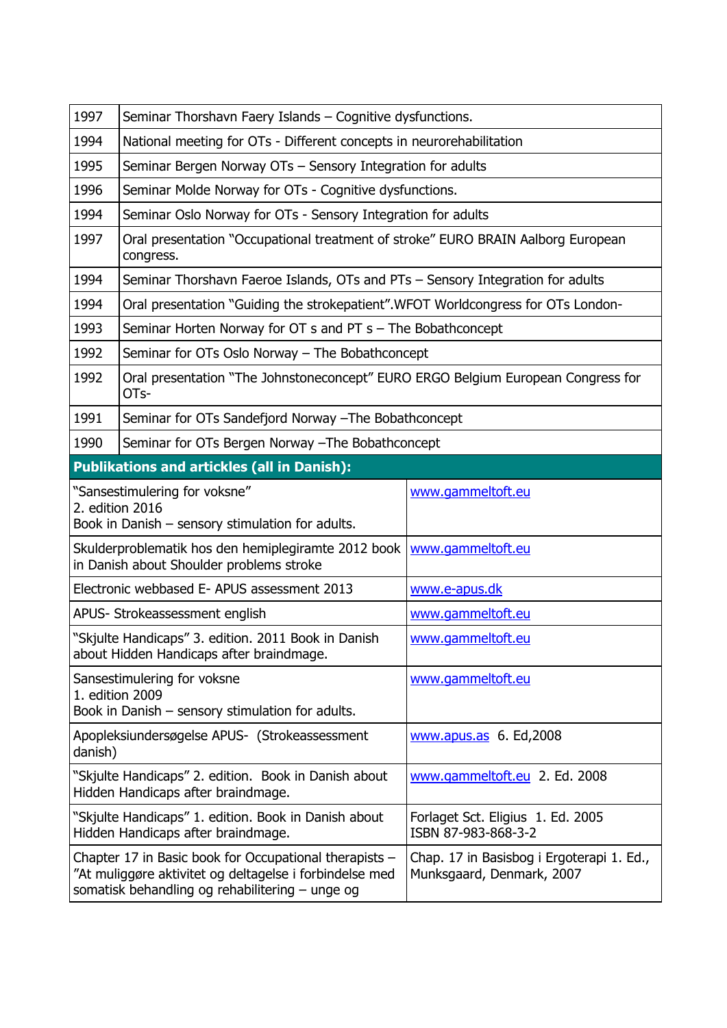| | |
|---|---|
| 1997 | Seminar Thorshavn Faery Islands – Cognitive dysfunctions. |
| 1994 | National meeting for OTs - Different concepts in neurorehabilitation |
| 1995 | Seminar Bergen Norway OTs – Sensory Integration for adults |
| 1996 | Seminar Molde Norway for OTs - Cognitive dysfunctions. |
| 1994 | Seminar Oslo Norway for OTs - Sensory Integration for adults |
| 1997 | Oral presentation "Occupational treatment of stroke" EURO BRAIN Aalborg European congress. |
| 1994 | Seminar Thorshavn Faeroe Islands, OTs and PTs – Sensory Integration for adults |
| 1994 | Oral presentation "Guiding the strokepatient".WFOT Worldcongress for OTs London- |
| 1993 | Seminar Horten Norway for OT s and PT s – The Bobathconcept |
| 1992 | Seminar for OTs Oslo Norway – The Bobathconcept |
| 1992 | Oral presentation "The Johnstoneconcept" EURO ERGO Belgium European Congress for OTs- |
| 1991 | Seminar for OTs Sandefjord Norway –The Bobathconcept |
| 1990 | Seminar for OTs Bergen Norway –The Bobathconcept |

**Publikations and artickles (all in Danish):**

| | |
|---|---|
| "Sansestimulering for voksne"<br>2. edition 2016<br>Book in Danish – sensory stimulation for adults. | www.gammeltoft.eu |
| Skulderproblematik hos den hemiplegiramte 2012 book in Danish about Shoulder problems stroke | www.gammeltoft.eu |
| Electronic webbased E- APUS assessment 2013 | www.e-apus.dk |
| APUS- Strokeassessment english | www.gammeltoft.eu |
| "Skjulte Handicaps" 3. edition. 2011 Book in Danish about Hidden Handicaps after braindmage. | www.gammeltoft.eu |
| Sansestimulering for voksne<br>1. edition 2009<br>Book in Danish – sensory stimulation for adults. | www.gammeltoft.eu |
| Apopleksiundersøgelse APUS- (Strokeassessment danish) | www.apus.as 6. Ed,2008 |
| "Skjulte Handicaps" 2. edition. Book in Danish about Hidden Handicaps after braindmage. | www.gammeltoft.eu 2. Ed. 2008 |
| "Skjulte Handicaps" 1. edition. Book in Danish about Hidden Handicaps after braindmage. | Forlaget Sct. Eligius 1. Ed. 2005<br>ISBN 87-983-868-3-2 |
| Chapter 17 in Basic book for Occupational therapists – "At muliggøre aktivitet og deltagelse i forbindelse med somatisk behandling og rehabilitering – unge og | Chap. 17 in Basisbog i Ergoterapi 1. Ed., Munksgaard, Denmark, 2007 |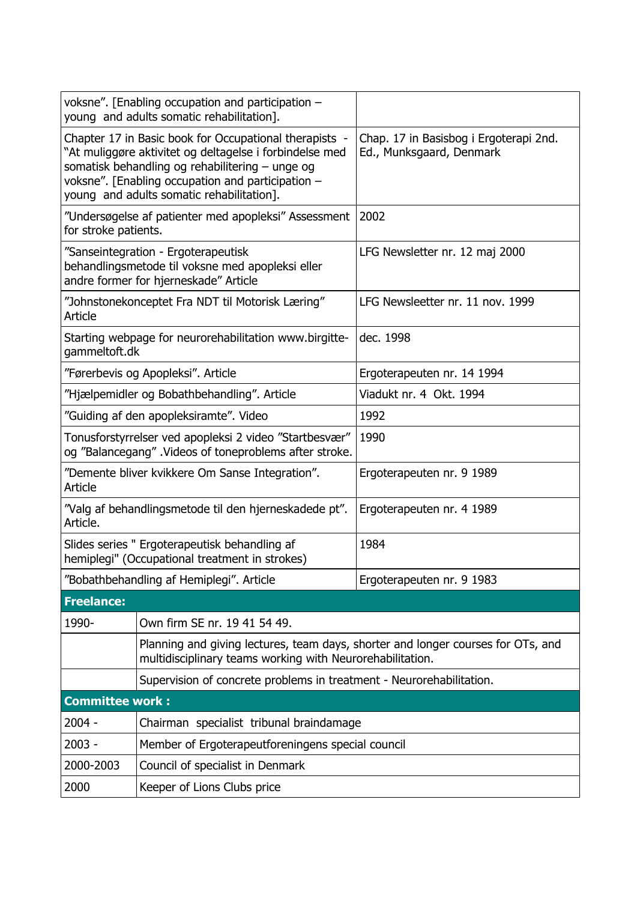| | |
|---|---|
| voksne". [Enabling occupation and participation – young and adults somatic rehabilitation]. | |
| Chapter 17 in Basic book for Occupational therapists - "At muliggøre aktivitet og deltagelse i forbindelse med somatisk behandling og rehabilitering – unge og voksne". [Enabling occupation and participation – young and adults somatic rehabilitation]. | Chap. 17 in Basisbog i Ergoterapi 2nd. Ed., Munksgaard, Denmark |
| "Undersøgelse af patienter med apopleksi" Assessment for stroke patients. | 2002 |
| "Sanseintegration - Ergoterapeutisk behandlingsmetode til voksne med apopleksi eller andre former for hjerneskade" Article | LFG Newsletter nr. 12 maj 2000 |
| "Johnstonekonceptet Fra NDT til Motorisk Læring" Article | LFG Newsleetter nr. 11 nov. 1999 |
| Starting webpage for neurorehabilitation www.birgitte-gammeltoft.dk | dec. 1998 |
| "Førerbevis og Apopleksi". Article | Ergoterapeuten nr. 14 1994 |
| "Hjælpemidler og Bobathbehandling". Article | Viadukt nr. 4 Okt. 1994 |
| "Guiding af den apopleksiramte". Video | 1992 |
| Tonusforstyrrelser ved apopleksi 2 video "Startbesvær" og "Balancegang" .Videos of toneproblems after stroke. | 1990 |
| "Demente bliver kvikkere Om Sanse Integration". Article | Ergoterapeuten nr. 9 1989 |
| "Valg af behandlingsmetode til den hjerneskadede pt". Article. | Ergoterapeuten nr. 4 1989 |
| Slides series " Ergoterapeutisk behandling af hemiplegi" (Occupational treatment in strokes) | 1984 |
| "Bobathbehandling af Hemiplegi". Article | Ergoterapeuten nr. 9 1983 |

**Freelance:**

| | |
|---|---|
| 1990- | Own firm SE nr. 19 41 54 49. |
| | Planning and giving lectures, team days, shorter and longer courses for OTs, and multidisciplinary teams working with Neurorehabilitation. |
| | Supervision of concrete problems in treatment - Neurorehabilitation. |

**Committee work :**

| | |
|---|---|
| 2004 - | Chairman specialist tribunal braindamage |
| 2003 - | Member of Ergoterapeutforeningens special council |
| 2000-2003 | Council of specialist in Denmark |
| 2000 | Keeper of Lions Clubs price |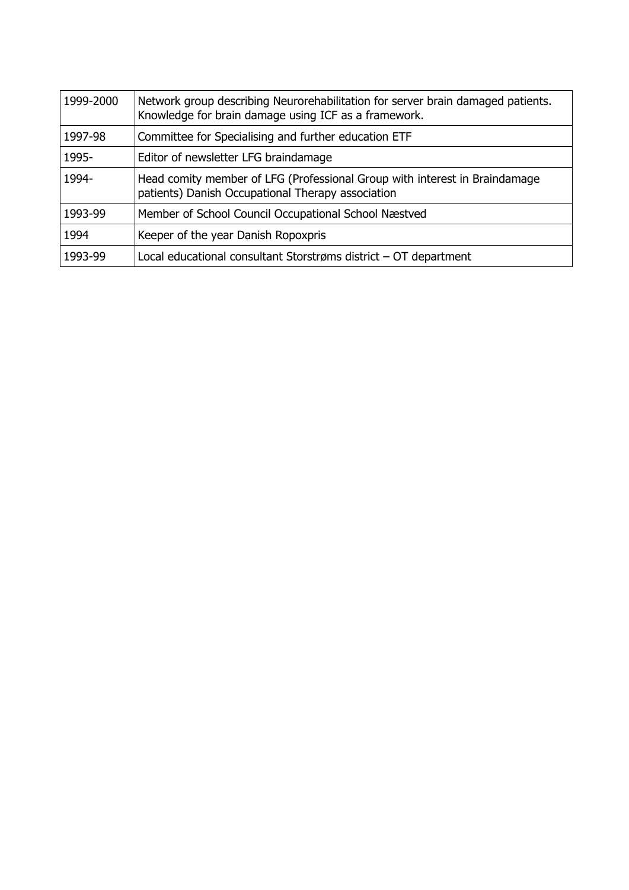| | |
|---|---|
| 1999-2000 | Network group describing Neurorehabilitation for server brain damaged patients. Knowledge for brain damage using ICF as a framework. |
| 1997-98 | Committee for Specialising and further education ETF |
| 1995- | Editor of newsletter LFG braindamage |
| 1994- | Head comity member of LFG (Professional Group with interest in Braindamage patients) Danish Occupational Therapy association |
| 1993-99 | Member of School Council Occupational School Næstved |
| 1994 | Keeper of the year Danish Ropoxpris |
| 1993-99 | Local educational consultant Storstrøms district – OT department |